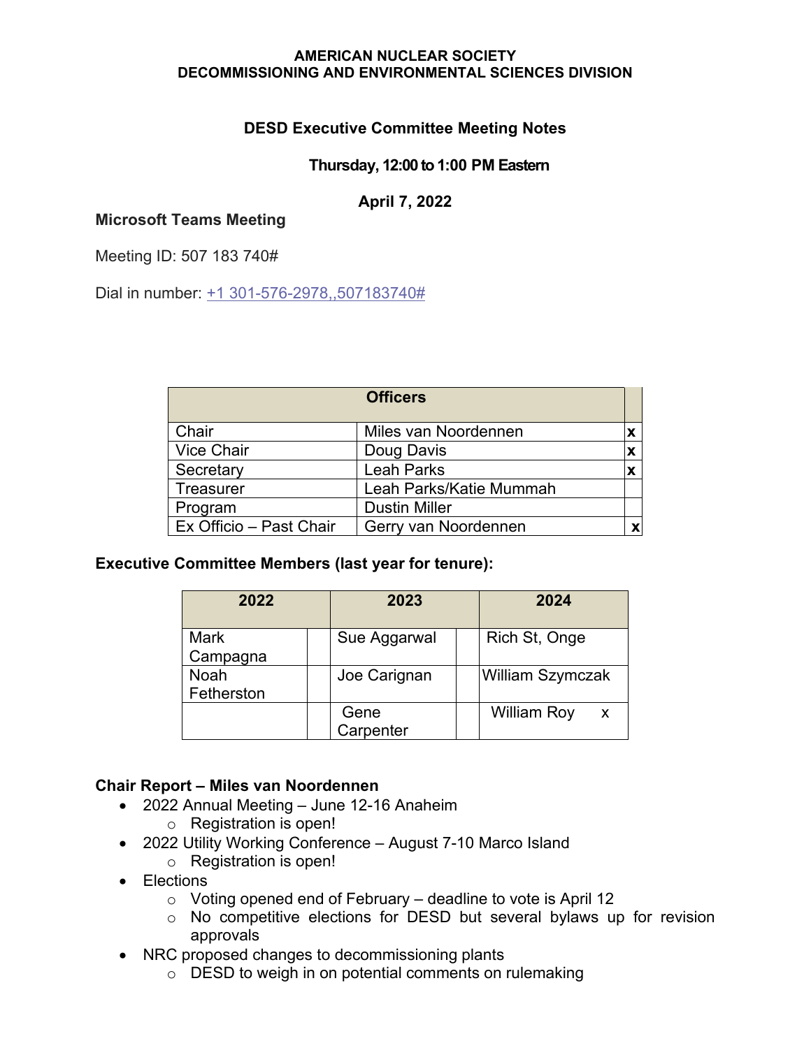**AMERICAN NUCLEAR SOCIETY**
**DECOMMISSIONING AND ENVIRONMENTAL SCIENCES DIVISION**

## DESD Executive Committee Meeting Notes

**Thursday, 12:00 to 1:00 PM Eastern**

**April 7, 2022**

**Microsoft Teams Meeting**

Meeting ID: 507 183 740#

Dial in number: +1 301-576-2978,,507183740#

| Officers | | |
|---|---|---|
| Chair | Miles van Noordennen | x |
| Vice Chair | Doug Davis | x |
| Secretary | Leah Parks | x |
| Treasurer | Leah Parks/Katie Mummah | |
| Program | Dustin Miller | |
| Ex Officio – Past Chair | Gerry van Noordennen | x |

**Executive Committee Members (last year for tenure):**

| 2022 | | 2023 | | 2024 | |
|---|---|---|---|---|---|
| Mark Campagna | | Sue Aggarwal | | Rich St, Onge | |
| Noah Fetherston | | Joe Carignan | | William Szymczak | |
| | | Gene Carpenter | | William Roy | x |

**Chair Report – Miles van Noordennen**

- 2022 Annual Meeting – June 12-16 Anaheim
  - Registration is open!
- 2022 Utility Working Conference – August 7-10 Marco Island
  - Registration is open!
- Elections
  - Voting opened end of February – deadline to vote is April 12
  - No competitive elections for DESD but several bylaws up for revision approvals
- NRC proposed changes to decommissioning plants
  - DESD to weigh in on potential comments on rulemaking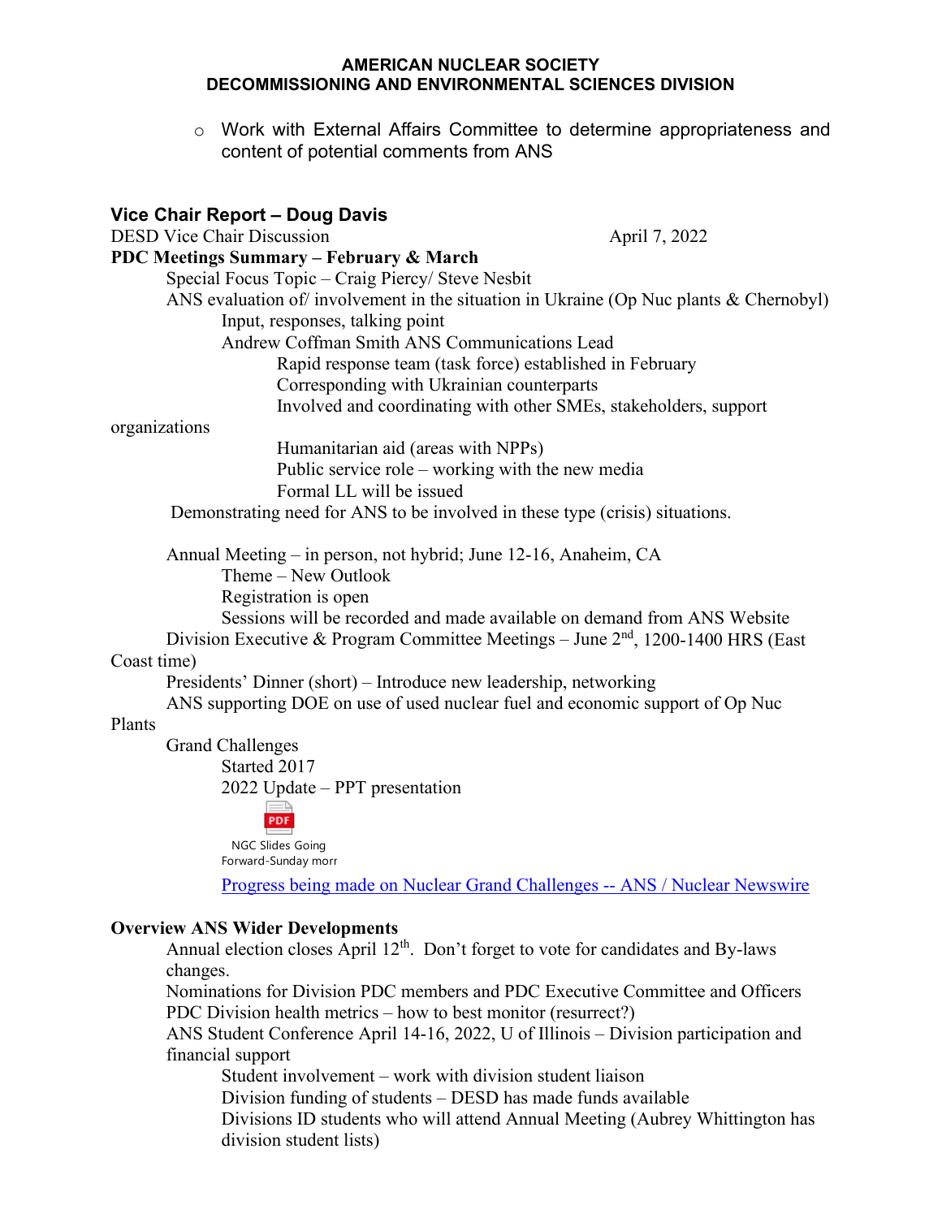- Work with External Affairs Committee to determine appropriateness and content of potential comments from ANS

## Vice Chair Report – Doug Davis

DESD Vice Chair Discussion April 7, 2022

**PDC Meetings Summary – February & March**

- Special Focus Topic – Craig Piercy/ Steve Nesbit
- ANS evaluation of/ involvement in the situation in Ukraine (Op Nuc plants & Chernobyl)
  - Input, responses, talking point
  - Andrew Coffman Smith ANS Communications Lead
    - Rapid response team (task force) established in February
    - Corresponding with Ukrainian counterparts
    - Involved and coordinating with other SMEs, stakeholders, support organizations
    - Humanitarian aid (areas with NPPs)
    - Public service role – working with the new media
    - Formal LL will be issued
- Demonstrating need for ANS to be involved in these type (crisis) situations.

- Annual Meeting – in person, not hybrid; June 12-16, Anaheim, CA
  - Theme – New Outlook
  - Registration is open
  - Sessions will be recorded and made available on demand from ANS Website
- Division Executive & Program Committee Meetings – June 2nd, 1200-1400 HRS (East Coast time)
- Presidents' Dinner (short) – Introduce new leadership, networking
- ANS supporting DOE on use of used nuclear fuel and economic support of Op Nuc Plants
- Grand Challenges
  - Started 2017
  - 2022 Update – PPT presentation

    NGC Slides Going Forward-Sunday morr

    [Progress being made on Nuclear Grand Challenges -- ANS / Nuclear Newswire]

**Overview ANS Wider Developments**

- Annual election closes April 12th. Don't forget to vote for candidates and By-laws changes.
- Nominations for Division PDC members and PDC Executive Committee and Officers
- PDC Division health metrics – how to best monitor (resurrect?)
- ANS Student Conference April 14-16, 2022, U of Illinois – Division participation and financial support
  - Student involvement – work with division student liaison
  - Division funding of students – DESD has made funds available
  - Divisions ID students who will attend Annual Meeting (Aubrey Whittington has division student lists)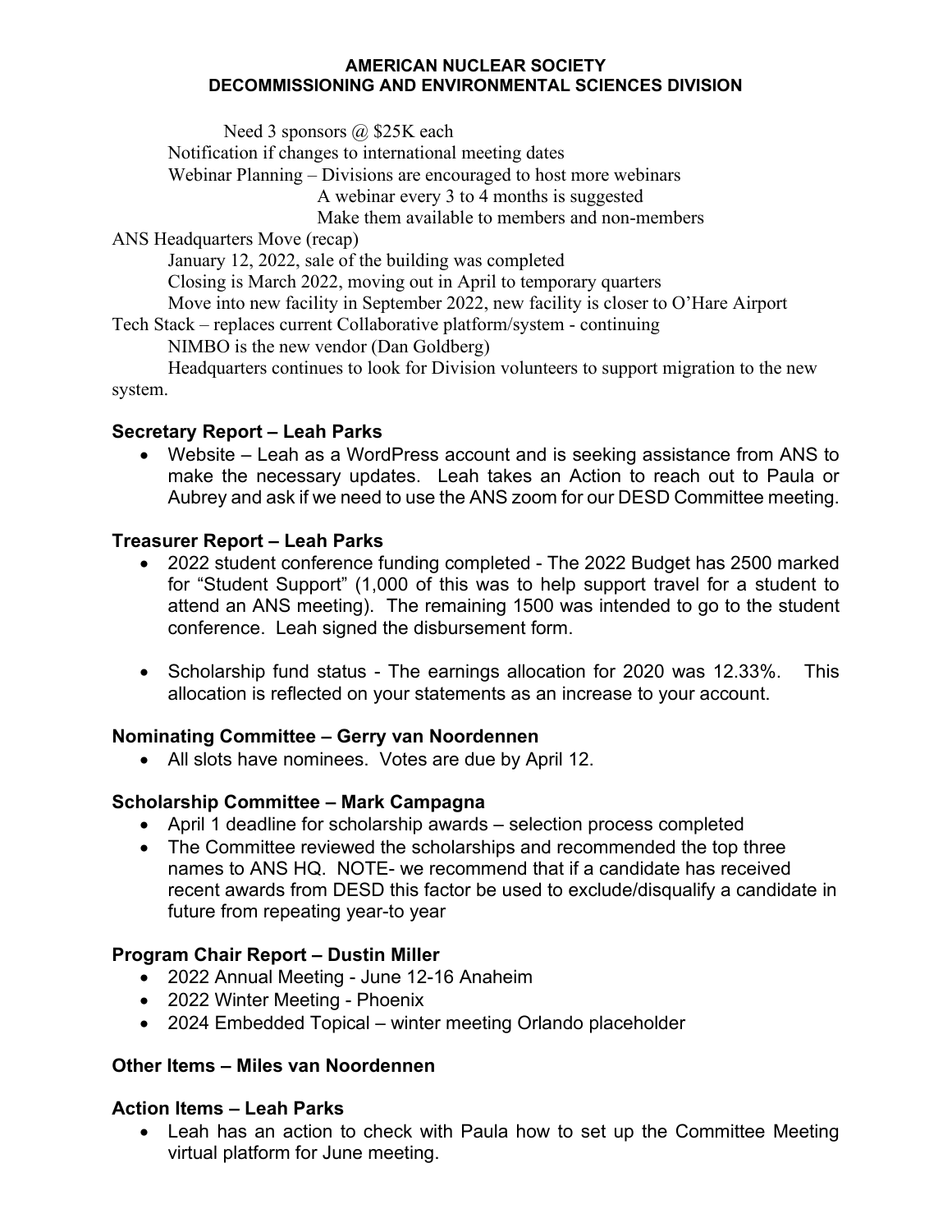Need 3 sponsors @ $25K each

Notification if changes to international meeting dates

Webinar Planning – Divisions are encouraged to host more webinars

A webinar every 3 to 4 months is suggested

Make them available to members and non-members

ANS Headquarters Move (recap)

January 12, 2022, sale of the building was completed

Closing is March 2022, moving out in April to temporary quarters

Move into new facility in September 2022, new facility is closer to O'Hare Airport

Tech Stack – replaces current Collaborative platform/system - continuing

NIMBO is the new vendor (Dan Goldberg)

Headquarters continues to look for Division volunteers to support migration to the new system.

## Secretary Report – Leah Parks

- Website – Leah as a WordPress account and is seeking assistance from ANS to make the necessary updates. Leah takes an Action to reach out to Paula or Aubrey and ask if we need to use the ANS zoom for our DESD Committee meeting.

## Treasurer Report – Leah Parks

- 2022 student conference funding completed - The 2022 Budget has 2500 marked for "Student Support" (1,000 of this was to help support travel for a student to attend an ANS meeting). The remaining 1500 was intended to go to the student conference. Leah signed the disbursement form.

- Scholarship fund status - The earnings allocation for 2020 was 12.33%. This allocation is reflected on your statements as an increase to your account.

## Nominating Committee – Gerry van Noordennen

- All slots have nominees. Votes are due by April 12.

## Scholarship Committee – Mark Campagna

- April 1 deadline for scholarship awards – selection process completed
- The Committee reviewed the scholarships and recommended the top three names to ANS HQ. NOTE- we recommend that if a candidate has received recent awards from DESD this factor be used to exclude/disqualify a candidate in future from repeating year-to year

## Program Chair Report – Dustin Miller

- 2022 Annual Meeting - June 12-16 Anaheim
- 2022 Winter Meeting - Phoenix
- 2024 Embedded Topical – winter meeting Orlando placeholder

## Other Items – Miles van Noordennen

## Action Items – Leah Parks

- Leah has an action to check with Paula how to set up the Committee Meeting virtual platform for June meeting.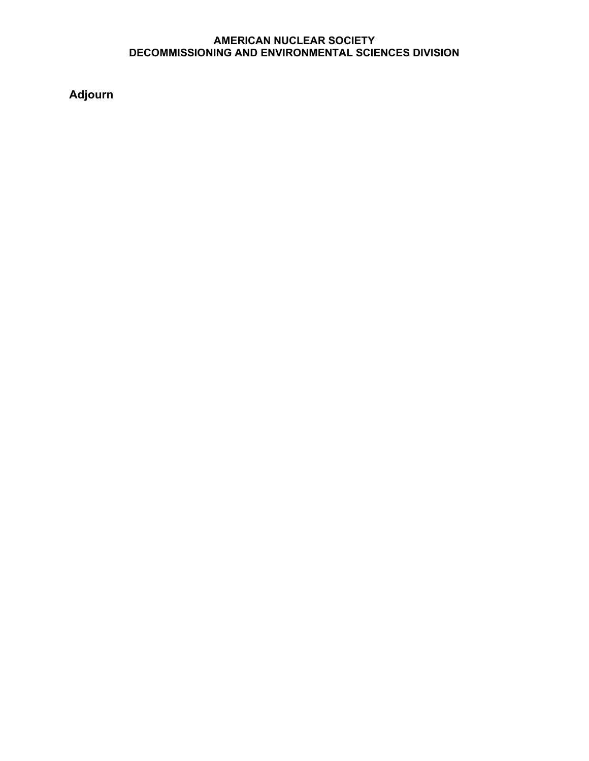## Adjourn